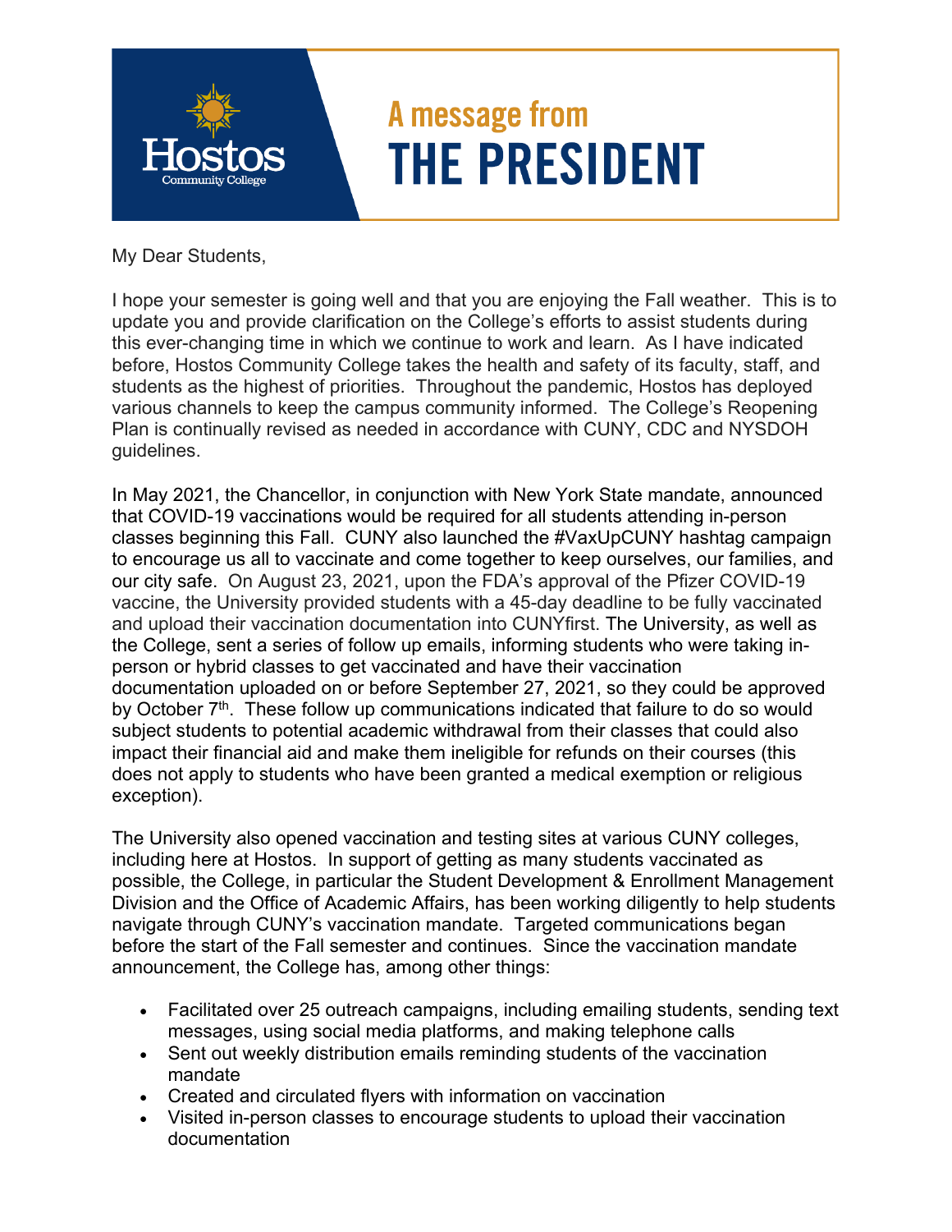# A message from THE PRESIDENT

My Dear Students,

I hope your semester is going well and that you are enjoying the Fall weather. This is to update you and provide clarification on the College's efforts to assist students during this ever-changing time in which we continue to work and learn. As I have indicated before, Hostos Community College takes the health and safety of its faculty, staff, and students as the highest of priorities. Throughout the pandemic, Hostos has deployed various channels to keep the campus community informed. The College's Reopening Plan is continually revised as needed in accordance with CUNY, CDC and NYSDOH guidelines.

In May 2021, the Chancellor, in conjunction with New York State mandate, announced that COVID-19 vaccinations would be required for all students attending in-person classes beginning this Fall. CUNY also launched the #VaxUpCUNY hashtag campaign to encourage us all to vaccinate and come together to keep ourselves, our families, and our city safe. On August 23, 2021, upon the FDA's approval of the Pfizer COVID-19 vaccine, the University provided students with a 45-day deadline to be fully vaccinated and upload their vaccination documentation into CUNYfirst. The University, as well as the College, sent a series of follow up emails, informing students who were taking in-person or hybrid classes to get vaccinated and have their vaccination documentation uploaded on or before September 27, 2021, so they could be approved by October 7th. These follow up communications indicated that failure to do so would subject students to potential academic withdrawal from their classes that could also impact their financial aid and make them ineligible for refunds on their courses (this does not apply to students who have been granted a medical exemption or religious exception).

The University also opened vaccination and testing sites at various CUNY colleges, including here at Hostos. In support of getting as many students vaccinated as possible, the College, in particular the Student Development & Enrollment Management Division and the Office of Academic Affairs, has been working diligently to help students navigate through CUNY's vaccination mandate. Targeted communications began before the start of the Fall semester and continues. Since the vaccination mandate announcement, the College has, among other things:

- Facilitated over 25 outreach campaigns, including emailing students, sending text messages, using social media platforms, and making telephone calls
- Sent out weekly distribution emails reminding students of the vaccination mandate
- Created and circulated flyers with information on vaccination
- Visited in-person classes to encourage students to upload their vaccination documentation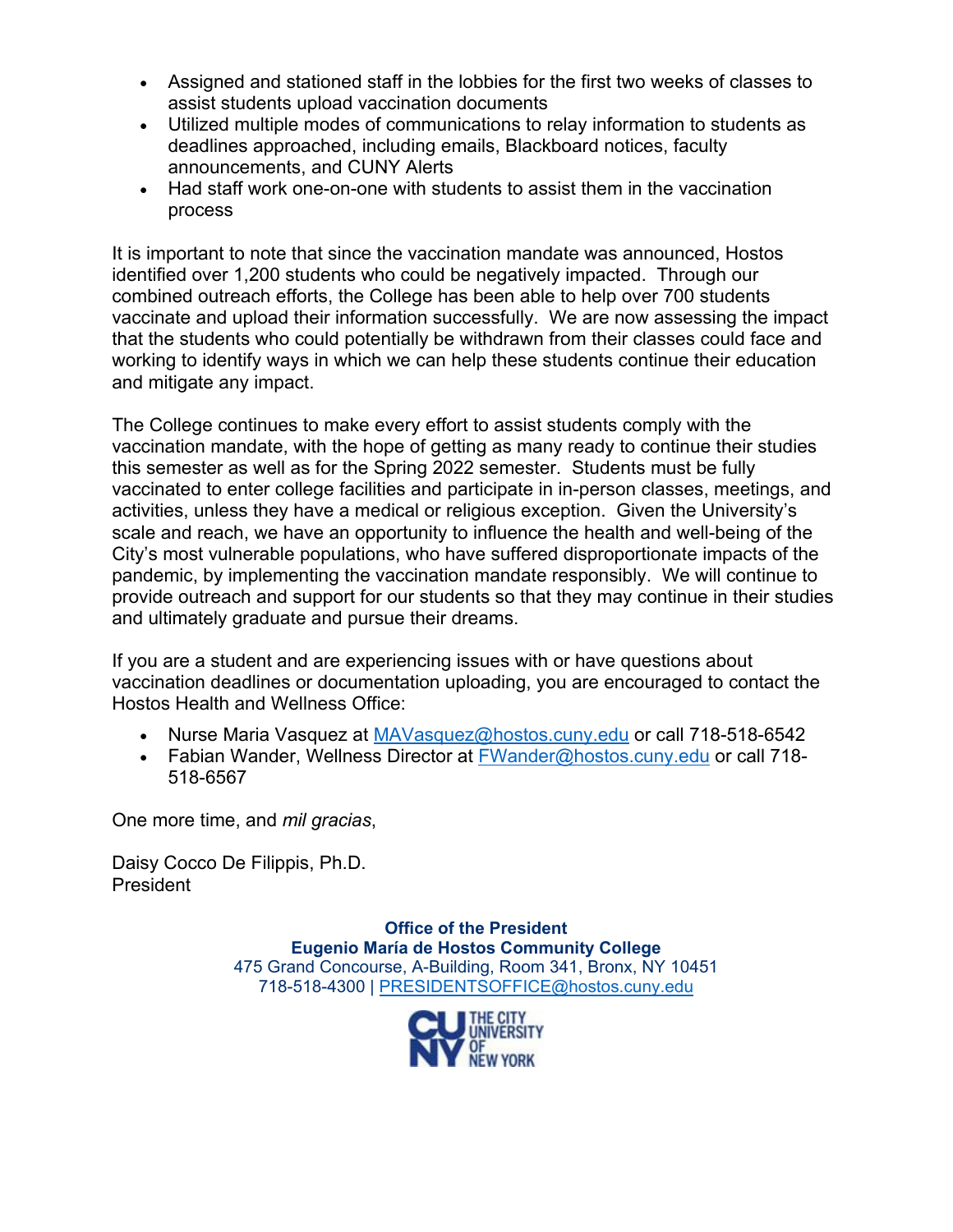- Assigned and stationed staff in the lobbies for the first two weeks of classes to assist students upload vaccination documents
- Utilized multiple modes of communications to relay information to students as deadlines approached, including emails, Blackboard notices, faculty announcements, and CUNY Alerts
- Had staff work one-on-one with students to assist them in the vaccination process

It is important to note that since the vaccination mandate was announced, Hostos identified over 1,200 students who could be negatively impacted. Through our combined outreach efforts, the College has been able to help over 700 students vaccinate and upload their information successfully. We are now assessing the impact that the students who could potentially be withdrawn from their classes could face and working to identify ways in which we can help these students continue their education and mitigate any impact.

The College continues to make every effort to assist students comply with the vaccination mandate, with the hope of getting as many ready to continue their studies this semester as well as for the Spring 2022 semester. Students must be fully vaccinated to enter college facilities and participate in in-person classes, meetings, and activities, unless they have a medical or religious exception. Given the University's scale and reach, we have an opportunity to influence the health and well-being of the City's most vulnerable populations, who have suffered disproportionate impacts of the pandemic, by implementing the vaccination mandate responsibly. We will continue to provide outreach and support for our students so that they may continue in their studies and ultimately graduate and pursue their dreams.

If you are a student and are experiencing issues with or have questions about vaccination deadlines or documentation uploading, you are encouraged to contact the Hostos Health and Wellness Office:

- Nurse Maria Vasquez at MAVasquez@hostos.cuny.edu or call 718-518-6542
- Fabian Wander, Wellness Director at FWander@hostos.cuny.edu or call 718-518-6567

One more time, and *mil gracias*,

Daisy Cocco De Filippis, Ph.D.
President

**Office of the President**
**Eugenio María de Hostos Community College**
475 Grand Concourse, A-Building, Room 341, Bronx, NY 10451
718-518-4300 | PRESIDENTSOFFICE@hostos.cuny.edu

CUNY THE CITY UNIVERSITY OF NEW YORK